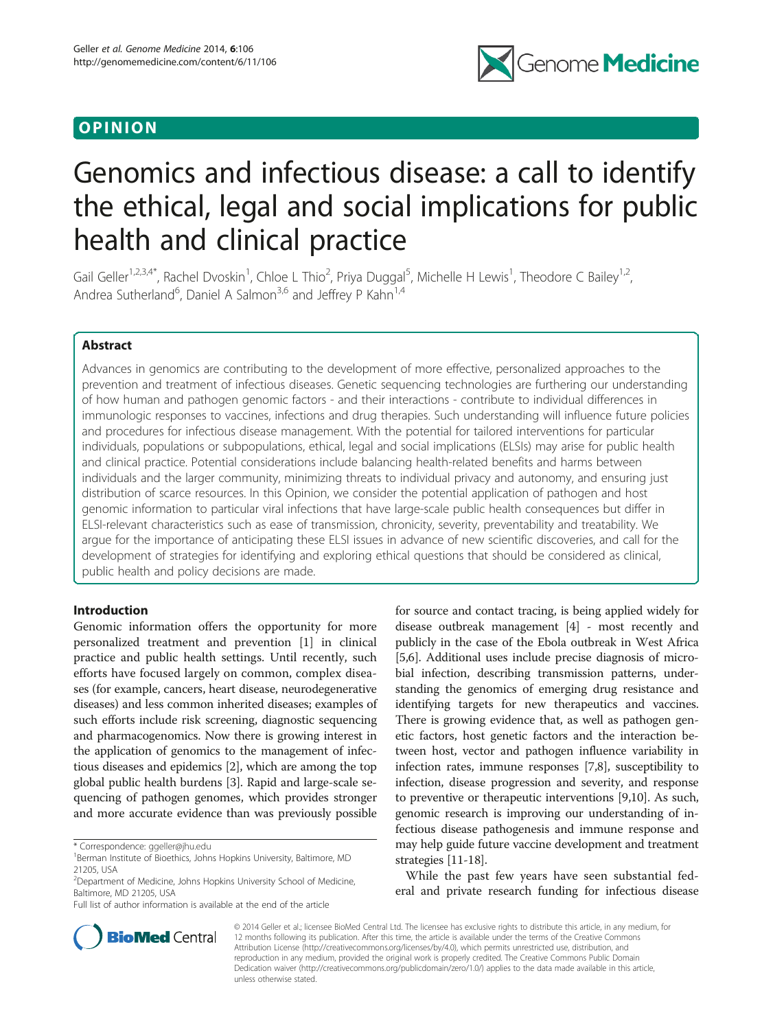# OPINION

# Genomics and infectious disease: a call to identify the ethical, legal and social implications for public health and clinical practice

Gail Geller[1,2,3,4*], Rachel Dvoskin[1], Chloe L Thio[2], Priya Duggal[5], Michelle H Lewis[1], Theodore C Bailey[1,2], Andrea Sutherland[6], Daniel A Salmon[3,6] and Jeffrey P Kahn[1,4]

## Abstract

Advances in genomics are contributing to the development of more effective, personalized approaches to the prevention and treatment of infectious diseases. Genetic sequencing technologies are furthering our understanding of how human and pathogen genomic factors - and their interactions - contribute to individual differences in immunologic responses to vaccines, infections and drug therapies. Such understanding will influence future policies and procedures for infectious disease management. With the potential for tailored interventions for particular individuals, populations or subpopulations, ethical, legal and social implications (ELSIs) may arise for public health and clinical practice. Potential considerations include balancing health-related benefits and harms between individuals and the larger community, minimizing threats to individual privacy and autonomy, and ensuring just distribution of scarce resources. In this Opinion, we consider the potential application of pathogen and host genomic information to particular viral infections that have large-scale public health consequences but differ in ELSI-relevant characteristics such as ease of transmission, chronicity, severity, preventability and treatability. We argue for the importance of anticipating these ELSI issues in advance of new scientific discoveries, and call for the development of strategies for identifying and exploring ethical questions that should be considered as clinical, public health and policy decisions are made.

## Introduction

Genomic information offers the opportunity for more personalized treatment and prevention [1] in clinical practice and public health settings. Until recently, such efforts have focused largely on common, complex diseases (for example, cancers, heart disease, neurodegenerative diseases) and less common inherited diseases; examples of such efforts include risk screening, diagnostic sequencing and pharmacogenomics. Now there is growing interest in the application of genomics to the management of infectious diseases and epidemics [2], which are among the top global public health burdens [3]. Rapid and large-scale sequencing of pathogen genomes, which provides stronger and more accurate evidence than was previously possible for source and contact tracing, is being applied widely for disease outbreak management [4] - most recently and publicly in the case of the Ebola outbreak in West Africa [5,6]. Additional uses include precise diagnosis of microbial infection, describing transmission patterns, understanding the genomics of emerging drug resistance and identifying targets for new therapeutics and vaccines. There is growing evidence that, as well as pathogen genetic factors, host genetic factors and the interaction between host, vector and pathogen influence variability in infection rates, immune responses [7,8], susceptibility to infection, disease progression and severity, and response to preventive or therapeutic interventions [9,10]. As such, genomic research is improving our understanding of infectious disease pathogenesis and immune response and may help guide future vaccine development and treatment strategies [11-18].

While the past few years have seen substantial federal and private research funding for infectious disease

\* Correspondence: ggeller@jhu.edu
[1]Berman Institute of Bioethics, Johns Hopkins University, Baltimore, MD 21205, USA
[2]Department of Medicine, Johns Hopkins University School of Medicine, Baltimore, MD 21205, USA
Full list of author information is available at the end of the article

© 2014 Geller et al.; licensee BioMed Central Ltd. The licensee has exclusive rights to distribute this article, in any medium, for 12 months following its publication. After this time, the article is available under the terms of the Creative Commons Attribution License (http://creativecommons.org/licenses/by/4.0), which permits unrestricted use, distribution, and reproduction in any medium, provided the original work is properly credited. The Creative Commons Public Domain Dedication waiver (http://creativecommons.org/publicdomain/zero/1.0/) applies to the data made available in this article, unless otherwise stated.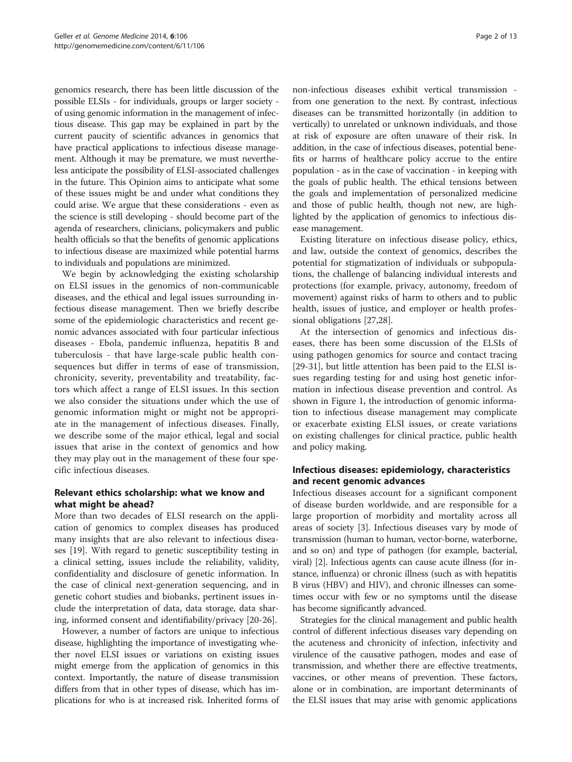genomics research, there has been little discussion of the possible ELSIs - for individuals, groups or larger society - of using genomic information in the management of infectious disease. This gap may be explained in part by the current paucity of scientific advances in genomics that have practical applications to infectious disease management. Although it may be premature, we must nevertheless anticipate the possibility of ELSI-associated challenges in the future. This Opinion aims to anticipate what some of these issues might be and under what conditions they could arise. We argue that these considerations - even as the science is still developing - should become part of the agenda of researchers, clinicians, policymakers and public health officials so that the benefits of genomic applications to infectious disease are maximized while potential harms to individuals and populations are minimized.

We begin by acknowledging the existing scholarship on ELSI issues in the genomics of non-communicable diseases, and the ethical and legal issues surrounding infectious disease management. Then we briefly describe some of the epidemiologic characteristics and recent genomic advances associated with four particular infectious diseases - Ebola, pandemic influenza, hepatitis B and tuberculosis - that have large-scale public health consequences but differ in terms of ease of transmission, chronicity, severity, preventability and treatability, factors which affect a range of ELSI issues. In this section we also consider the situations under which the use of genomic information might or might not be appropriate in the management of infectious diseases. Finally, we describe some of the major ethical, legal and social issues that arise in the context of genomics and how they may play out in the management of these four specific infectious diseases.

## Relevant ethics scholarship: what we know and what might be ahead?

More than two decades of ELSI research on the application of genomics to complex diseases has produced many insights that are also relevant to infectious diseases [19]. With regard to genetic susceptibility testing in a clinical setting, issues include the reliability, validity, confidentiality and disclosure of genetic information. In the case of clinical next-generation sequencing, and in genetic cohort studies and biobanks, pertinent issues include the interpretation of data, data storage, data sharing, informed consent and identifiability/privacy [20-26].

However, a number of factors are unique to infectious disease, highlighting the importance of investigating whether novel ELSI issues or variations on existing issues might emerge from the application of genomics in this context. Importantly, the nature of disease transmission differs from that in other types of disease, which has implications for who is at increased risk. Inherited forms of non-infectious diseases exhibit vertical transmission - from one generation to the next. By contrast, infectious diseases can be transmitted horizontally (in addition to vertically) to unrelated or unknown individuals, and those at risk of exposure are often unaware of their risk. In addition, in the case of infectious diseases, potential benefits or harms of healthcare policy accrue to the entire population - as in the case of vaccination - in keeping with the goals of public health. The ethical tensions between the goals and implementation of personalized medicine and those of public health, though not new, are highlighted by the application of genomics to infectious disease management.

Existing literature on infectious disease policy, ethics, and law, outside the context of genomics, describes the potential for stigmatization of individuals or subpopulations, the challenge of balancing individual interests and protections (for example, privacy, autonomy, freedom of movement) against risks of harm to others and to public health, issues of justice, and employer or health professional obligations [27,28].

At the intersection of genomics and infectious diseases, there has been some discussion of the ELSIs of using pathogen genomics for source and contact tracing [29-31], but little attention has been paid to the ELSI issues regarding testing for and using host genetic information in infectious disease prevention and control. As shown in Figure 1, the introduction of genomic information to infectious disease management may complicate or exacerbate existing ELSI issues, or create variations on existing challenges for clinical practice, public health and policy making.

## Infectious diseases: epidemiology, characteristics and recent genomic advances

Infectious diseases account for a significant component of disease burden worldwide, and are responsible for a large proportion of morbidity and mortality across all areas of society [3]. Infectious diseases vary by mode of transmission (human to human, vector-borne, waterborne, and so on) and type of pathogen (for example, bacterial, viral) [2]. Infectious agents can cause acute illness (for instance, influenza) or chronic illness (such as with hepatitis B virus (HBV) and HIV), and chronic illnesses can sometimes occur with few or no symptoms until the disease has become significantly advanced.

Strategies for the clinical management and public health control of different infectious diseases vary depending on the acuteness and chronicity of infection, infectivity and virulence of the causative pathogen, modes and ease of transmission, and whether there are effective treatments, vaccines, or other means of prevention. These factors, alone or in combination, are important determinants of the ELSI issues that may arise with genomic applications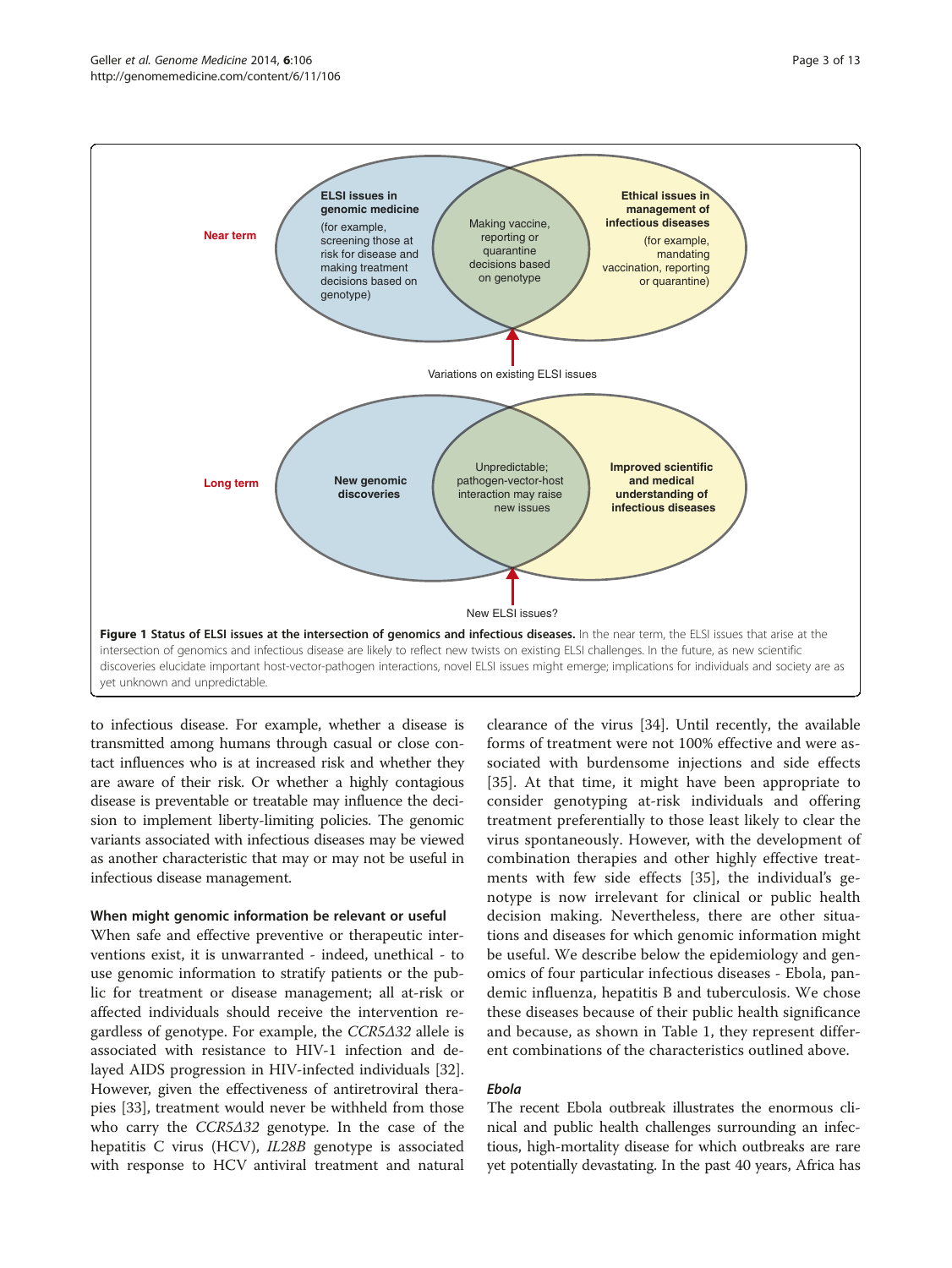**Figure 1 Status of ELSI issues at the intersection of genomics and infectious diseases.** In the near term, the ELSI issues that arise at the intersection of genomics and infectious disease are likely to reflect new twists on existing ELSI challenges. In the future, as new scientific discoveries elucidate important host-vector-pathogen interactions, novel ELSI issues might emerge; implications for individuals and society are as yet unknown and unpredictable.

to infectious disease. For example, whether a disease is transmitted among humans through casual or close contact influences who is at increased risk and whether they are aware of their risk. Or whether a highly contagious disease is preventable or treatable may influence the decision to implement liberty-limiting policies. The genomic variants associated with infectious diseases may be viewed as another characteristic that may or may not be useful in infectious disease management.

### When might genomic information be relevant or useful

When safe and effective preventive or therapeutic interventions exist, it is unwarranted - indeed, unethical - to use genomic information to stratify patients or the public for treatment or disease management; all at-risk or affected individuals should receive the intervention regardless of genotype. For example, the *CCR5Δ32* allele is associated with resistance to HIV-1 infection and delayed AIDS progression in HIV-infected individuals [32]. However, given the effectiveness of antiretroviral therapies [33], treatment would never be withheld from those who carry the *CCR5Δ32* genotype. In the case of the hepatitis C virus (HCV), *IL28B* genotype is associated with response to HCV antiviral treatment and natural clearance of the virus [34]. Until recently, the available forms of treatment were not 100% effective and were associated with burdensome injections and side effects [35]. At that time, it might have been appropriate to consider genotyping at-risk individuals and offering treatment preferentially to those least likely to clear the virus spontaneously. However, with the development of combination therapies and other highly effective treatments with few side effects [35], the individual's genotype is now irrelevant for clinical or public health decision making. Nevertheless, there are other situations and diseases for which genomic information might be useful. We describe below the epidemiology and genomics of four particular infectious diseases - Ebola, pandemic influenza, hepatitis B and tuberculosis. We chose these diseases because of their public health significance and because, as shown in Table 1, they represent different combinations of the characteristics outlined above.

#### *Ebola*

The recent Ebola outbreak illustrates the enormous clinical and public health challenges surrounding an infectious, high-mortality disease for which outbreaks are rare yet potentially devastating. In the past 40 years, Africa has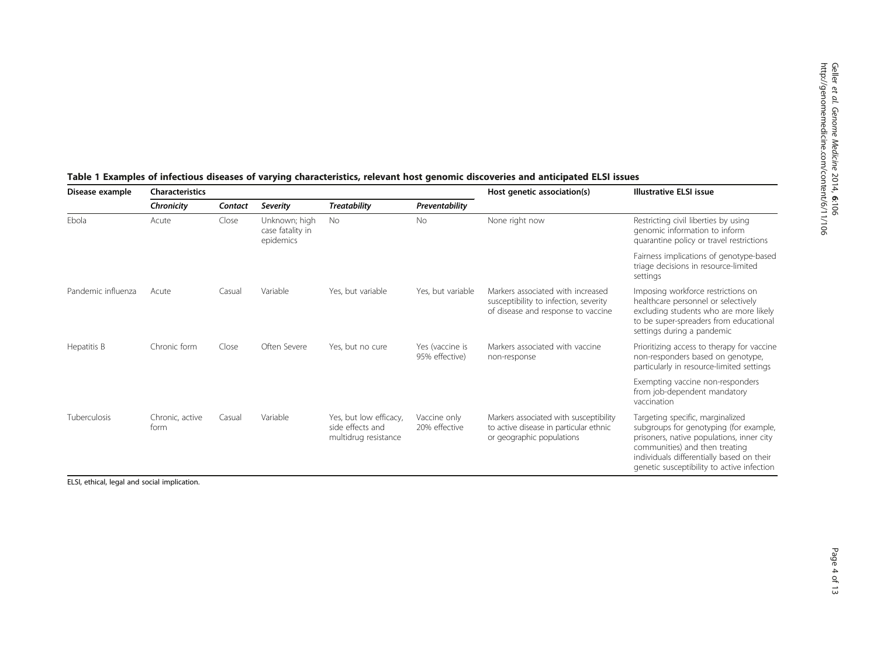**Table 1 Examples of infectious diseases of varying characteristics, relevant host genomic discoveries and anticipated ELSI issues**

| Disease example | Characteristics | | | | | Host genetic association(s) | Illustrative ELSI issue |
|---|---|---|---|---|---|---|---|
| | *Chronicity* | *Contact* | *Severity* | *Treatability* | *Preventability* | | |
| Ebola | Acute | Close | Unknown; high case fatality in epidemics | No | No | None right now | Restricting civil liberties by using genomic information to inform quarantine policy or travel restrictions |
| | | | | | | | Fairness implications of genotype-based triage decisions in resource-limited settings |
| Pandemic influenza | Acute | Casual | Variable | Yes, but variable | Yes, but variable | Markers associated with increased susceptibility to infection, severity of disease and response to vaccine | Imposing workforce restrictions on healthcare personnel or selectively excluding students who are more likely to be super-spreaders from educational settings during a pandemic |
| Hepatitis B | Chronic form | Close | Often Severe | Yes, but no cure | Yes (vaccine is 95% effective) | Markers associated with vaccine non-response | Prioritizing access to therapy for vaccine non-responders based on genotype, particularly in resource-limited settings |
| | | | | | | | Exempting vaccine non-responders from job-dependent mandatory vaccination |
| Tuberculosis | Chronic, active form | Casual | Variable | Yes, but low efficacy, side effects and multidrug resistance | Vaccine only 20% effective | Markers associated with susceptibility to active disease in particular ethnic or geographic populations | Targeting specific, marginalized subgroups for genotyping (for example, prisoners, native populations, inner city communities) and then treating individuals differentially based on their genetic susceptibility to active infection |

ELSI, ethical, legal and social implication.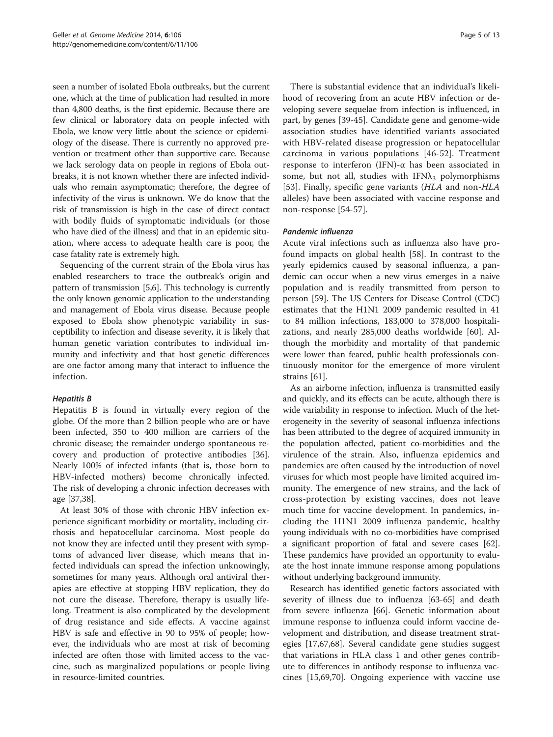seen a number of isolated Ebola outbreaks, but the current one, which at the time of publication had resulted in more than 4,800 deaths, is the first epidemic. Because there are few clinical or laboratory data on people infected with Ebola, we know very little about the science or epidemiology of the disease. There is currently no approved prevention or treatment other than supportive care. Because we lack serology data on people in regions of Ebola outbreaks, it is not known whether there are infected individuals who remain asymptomatic; therefore, the degree of infectivity of the virus is unknown. We do know that the risk of transmission is high in the case of direct contact with bodily fluids of symptomatic individuals (or those who have died of the illness) and that in an epidemic situation, where access to adequate health care is poor, the case fatality rate is extremely high.

Sequencing of the current strain of the Ebola virus has enabled researchers to trace the outbreak's origin and pattern of transmission [5,6]. This technology is currently the only known genomic application to the understanding and management of Ebola virus disease. Because people exposed to Ebola show phenotypic variability in susceptibility to infection and disease severity, it is likely that human genetic variation contributes to individual immunity and infectivity and that host genetic differences are one factor among many that interact to influence the infection.

#### *Hepatitis B*

Hepatitis B is found in virtually every region of the globe. Of the more than 2 billion people who are or have been infected, 350 to 400 million are carriers of the chronic disease; the remainder undergo spontaneous recovery and production of protective antibodies [36]. Nearly 100% of infected infants (that is, those born to HBV-infected mothers) become chronically infected. The risk of developing a chronic infection decreases with age [37,38].

At least 30% of those with chronic HBV infection experience significant morbidity or mortality, including cirrhosis and hepatocellular carcinoma. Most people do not know they are infected until they present with symptoms of advanced liver disease, which means that infected individuals can spread the infection unknowingly, sometimes for many years. Although oral antiviral therapies are effective at stopping HBV replication, they do not cure the disease. Therefore, therapy is usually lifelong. Treatment is also complicated by the development of drug resistance and side effects. A vaccine against HBV is safe and effective in 90 to 95% of people; however, the individuals who are most at risk of becoming infected are often those with limited access to the vaccine, such as marginalized populations or people living in resource-limited countries.

There is substantial evidence that an individual's likelihood of recovering from an acute HBV infection or developing severe sequelae from infection is influenced, in part, by genes [39-45]. Candidate gene and genome-wide association studies have identified variants associated with HBV-related disease progression or hepatocellular carcinoma in various populations [46-52]. Treatment response to interferon (IFN)-α has been associated in some, but not all, studies with IFN$\lambda_3$ polymorphisms [53]. Finally, specific gene variants (*HLA* and non-*HLA* alleles) have been associated with vaccine response and non-response [54-57].

#### *Pandemic influenza*

Acute viral infections such as influenza also have profound impacts on global health [58]. In contrast to the yearly epidemics caused by seasonal influenza, a pandemic can occur when a new virus emerges in a naive population and is readily transmitted from person to person [59]. The US Centers for Disease Control (CDC) estimates that the H1N1 2009 pandemic resulted in 41 to 84 million infections, 183,000 to 378,000 hospitalizations, and nearly 285,000 deaths worldwide [60]. Although the morbidity and mortality of that pandemic were lower than feared, public health professionals continuously monitor for the emergence of more virulent strains [61].

As an airborne infection, influenza is transmitted easily and quickly, and its effects can be acute, although there is wide variability in response to infection. Much of the heterogeneity in the severity of seasonal influenza infections has been attributed to the degree of acquired immunity in the population affected, patient co-morbidities and the virulence of the strain. Also, influenza epidemics and pandemics are often caused by the introduction of novel viruses for which most people have limited acquired immunity. The emergence of new strains, and the lack of cross-protection by existing vaccines, does not leave much time for vaccine development. In pandemics, including the H1N1 2009 influenza pandemic, healthy young individuals with no co-morbidities have comprised a significant proportion of fatal and severe cases [62]. These pandemics have provided an opportunity to evaluate the host innate immune response among populations without underlying background immunity.

Research has identified genetic factors associated with severity of illness due to influenza [63-65] and death from severe influenza [66]. Genetic information about immune response to influenza could inform vaccine development and distribution, and disease treatment strategies [17,67,68]. Several candidate gene studies suggest that variations in HLA class 1 and other genes contribute to differences in antibody response to influenza vaccines [15,69,70]. Ongoing experience with vaccine use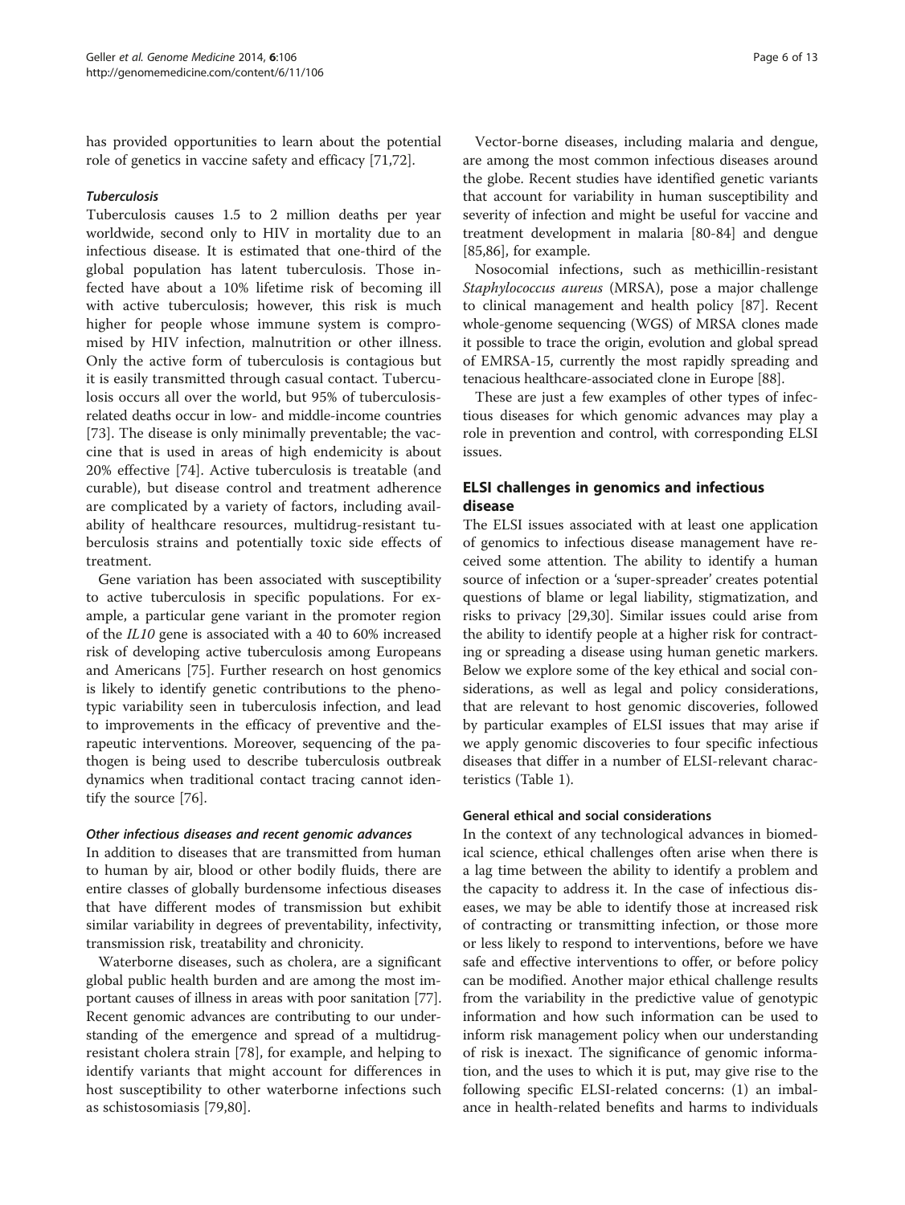has provided opportunities to learn about the potential role of genetics in vaccine safety and efficacy [71,72].

#### *Tuberculosis*

Tuberculosis causes 1.5 to 2 million deaths per year worldwide, second only to HIV in mortality due to an infectious disease. It is estimated that one-third of the global population has latent tuberculosis. Those infected have about a 10% lifetime risk of becoming ill with active tuberculosis; however, this risk is much higher for people whose immune system is compromised by HIV infection, malnutrition or other illness. Only the active form of tuberculosis is contagious but it is easily transmitted through casual contact. Tuberculosis occurs all over the world, but 95% of tuberculosis-related deaths occur in low- and middle-income countries [73]. The disease is only minimally preventable; the vaccine that is used in areas of high endemicity is about 20% effective [74]. Active tuberculosis is treatable (and curable), but disease control and treatment adherence are complicated by a variety of factors, including availability of healthcare resources, multidrug-resistant tuberculosis strains and potentially toxic side effects of treatment.

Gene variation has been associated with susceptibility to active tuberculosis in specific populations. For example, a particular gene variant in the promoter region of the *IL10* gene is associated with a 40 to 60% increased risk of developing active tuberculosis among Europeans and Americans [75]. Further research on host genomics is likely to identify genetic contributions to the phenotypic variability seen in tuberculosis infection, and lead to improvements in the efficacy of preventive and therapeutic interventions. Moreover, sequencing of the pathogen is being used to describe tuberculosis outbreak dynamics when traditional contact tracing cannot identify the source [76].

#### *Other infectious diseases and recent genomic advances*

In addition to diseases that are transmitted from human to human by air, blood or other bodily fluids, there are entire classes of globally burdensome infectious diseases that have different modes of transmission but exhibit similar variability in degrees of preventability, infectivity, transmission risk, treatability and chronicity.

Waterborne diseases, such as cholera, are a significant global public health burden and are among the most important causes of illness in areas with poor sanitation [77]. Recent genomic advances are contributing to our understanding of the emergence and spread of a multidrug-resistant cholera strain [78], for example, and helping to identify variants that might account for differences in host susceptibility to other waterborne infections such as schistosomiasis [79,80].

Vector-borne diseases, including malaria and dengue, are among the most common infectious diseases around the globe. Recent studies have identified genetic variants that account for variability in human susceptibility and severity of infection and might be useful for vaccine and treatment development in malaria [80-84] and dengue [85,86], for example.

Nosocomial infections, such as methicillin-resistant *Staphylococcus aureus* (MRSA), pose a major challenge to clinical management and health policy [87]. Recent whole-genome sequencing (WGS) of MRSA clones made it possible to trace the origin, evolution and global spread of EMRSA-15, currently the most rapidly spreading and tenacious healthcare-associated clone in Europe [88].

These are just a few examples of other types of infectious diseases for which genomic advances may play a role in prevention and control, with corresponding ELSI issues.

## ELSI challenges in genomics and infectious disease

The ELSI issues associated with at least one application of genomics to infectious disease management have received some attention. The ability to identify a human source of infection or a 'super-spreader' creates potential questions of blame or legal liability, stigmatization, and risks to privacy [29,30]. Similar issues could arise from the ability to identify people at a higher risk for contracting or spreading a disease using human genetic markers. Below we explore some of the key ethical and social considerations, as well as legal and policy considerations, that are relevant to host genomic discoveries, followed by particular examples of ELSI issues that may arise if we apply genomic discoveries to four specific infectious diseases that differ in a number of ELSI-relevant characteristics (Table 1).

### General ethical and social considerations

In the context of any technological advances in biomedical science, ethical challenges often arise when there is a lag time between the ability to identify a problem and the capacity to address it. In the case of infectious diseases, we may be able to identify those at increased risk of contracting or transmitting infection, or those more or less likely to respond to interventions, before we have safe and effective interventions to offer, or before policy can be modified. Another major ethical challenge results from the variability in the predictive value of genotypic information and how such information can be used to inform risk management policy when our understanding of risk is inexact. The significance of genomic information, and the uses to which it is put, may give rise to the following specific ELSI-related concerns: (1) an imbalance in health-related benefits and harms to individuals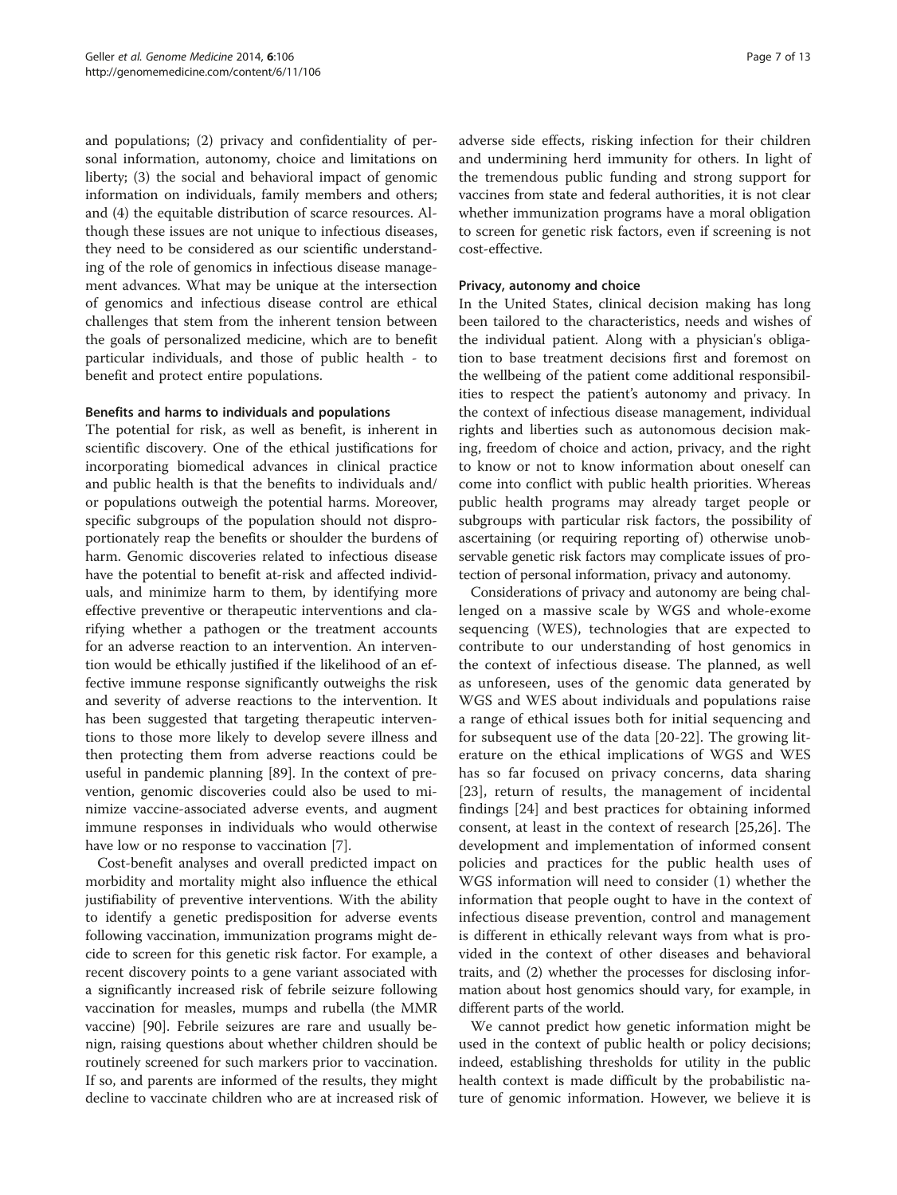and populations; (2) privacy and confidentiality of personal information, autonomy, choice and limitations on liberty; (3) the social and behavioral impact of genomic information on individuals, family members and others; and (4) the equitable distribution of scarce resources. Although these issues are not unique to infectious diseases, they need to be considered as our scientific understanding of the role of genomics in infectious disease management advances. What may be unique at the intersection of genomics and infectious disease control are ethical challenges that stem from the inherent tension between the goals of personalized medicine, which are to benefit particular individuals, and those of public health - to benefit and protect entire populations.

#### Benefits and harms to individuals and populations

The potential for risk, as well as benefit, is inherent in scientific discovery. One of the ethical justifications for incorporating biomedical advances in clinical practice and public health is that the benefits to individuals and/or populations outweigh the potential harms. Moreover, specific subgroups of the population should not disproportionately reap the benefits or shoulder the burdens of harm. Genomic discoveries related to infectious disease have the potential to benefit at-risk and affected individuals, and minimize harm to them, by identifying more effective preventive or therapeutic interventions and clarifying whether a pathogen or the treatment accounts for an adverse reaction to an intervention. An intervention would be ethically justified if the likelihood of an effective immune response significantly outweighs the risk and severity of adverse reactions to the intervention. It has been suggested that targeting therapeutic interventions to those more likely to develop severe illness and then protecting them from adverse reactions could be useful in pandemic planning [89]. In the context of prevention, genomic discoveries could also be used to minimize vaccine-associated adverse events, and augment immune responses in individuals who would otherwise have low or no response to vaccination [7].

Cost-benefit analyses and overall predicted impact on morbidity and mortality might also influence the ethical justifiability of preventive interventions. With the ability to identify a genetic predisposition for adverse events following vaccination, immunization programs might decide to screen for this genetic risk factor. For example, a recent discovery points to a gene variant associated with a significantly increased risk of febrile seizure following vaccination for measles, mumps and rubella (the MMR vaccine) [90]. Febrile seizures are rare and usually benign, raising questions about whether children should be routinely screened for such markers prior to vaccination. If so, and parents are informed of the results, they might decline to vaccinate children who are at increased risk of adverse side effects, risking infection for their children and undermining herd immunity for others. In light of the tremendous public funding and strong support for vaccines from state and federal authorities, it is not clear whether immunization programs have a moral obligation to screen for genetic risk factors, even if screening is not cost-effective.

#### Privacy, autonomy and choice

In the United States, clinical decision making has long been tailored to the characteristics, needs and wishes of the individual patient. Along with a physician's obligation to base treatment decisions first and foremost on the wellbeing of the patient come additional responsibilities to respect the patient's autonomy and privacy. In the context of infectious disease management, individual rights and liberties such as autonomous decision making, freedom of choice and action, privacy, and the right to know or not to know information about oneself can come into conflict with public health priorities. Whereas public health programs may already target people or subgroups with particular risk factors, the possibility of ascertaining (or requiring reporting of) otherwise unobservable genetic risk factors may complicate issues of protection of personal information, privacy and autonomy.

Considerations of privacy and autonomy are being challenged on a massive scale by WGS and whole-exome sequencing (WES), technologies that are expected to contribute to our understanding of host genomics in the context of infectious disease. The planned, as well as unforeseen, uses of the genomic data generated by WGS and WES about individuals and populations raise a range of ethical issues both for initial sequencing and for subsequent use of the data [20-22]. The growing literature on the ethical implications of WGS and WES has so far focused on privacy concerns, data sharing [23], return of results, the management of incidental findings [24] and best practices for obtaining informed consent, at least in the context of research [25,26]. The development and implementation of informed consent policies and practices for the public health uses of WGS information will need to consider (1) whether the information that people ought to have in the context of infectious disease prevention, control and management is different in ethically relevant ways from what is provided in the context of other diseases and behavioral traits, and (2) whether the processes for disclosing information about host genomics should vary, for example, in different parts of the world.

We cannot predict how genetic information might be used in the context of public health or policy decisions; indeed, establishing thresholds for utility in the public health context is made difficult by the probabilistic nature of genomic information. However, we believe it is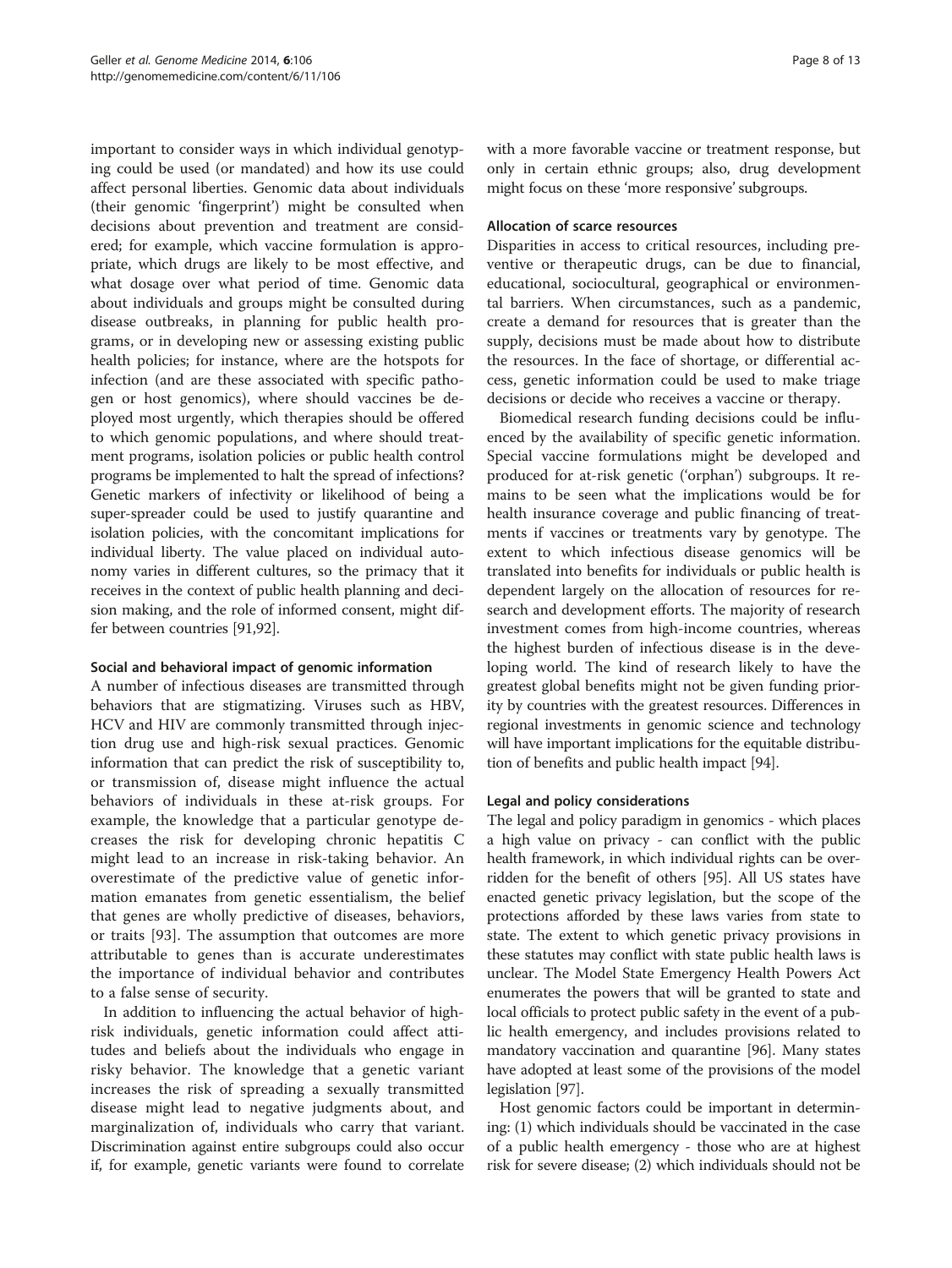important to consider ways in which individual genotyping could be used (or mandated) and how its use could affect personal liberties. Genomic data about individuals (their genomic 'fingerprint') might be consulted when decisions about prevention and treatment are considered; for example, which vaccine formulation is appropriate, which drugs are likely to be most effective, and what dosage over what period of time. Genomic data about individuals and groups might be consulted during disease outbreaks, in planning for public health programs, or in developing new or assessing existing public health policies; for instance, where are the hotspots for infection (and are these associated with specific pathogen or host genomics), where should vaccines be deployed most urgently, which therapies should be offered to which genomic populations, and where should treatment programs, isolation policies or public health control programs be implemented to halt the spread of infections? Genetic markers of infectivity or likelihood of being a super-spreader could be used to justify quarantine and isolation policies, with the concomitant implications for individual liberty. The value placed on individual autonomy varies in different cultures, so the primacy that it receives in the context of public health planning and decision making, and the role of informed consent, might differ between countries [91,92].

#### Social and behavioral impact of genomic information

A number of infectious diseases are transmitted through behaviors that are stigmatizing. Viruses such as HBV, HCV and HIV are commonly transmitted through injection drug use and high-risk sexual practices. Genomic information that can predict the risk of susceptibility to, or transmission of, disease might influence the actual behaviors of individuals in these at-risk groups. For example, the knowledge that a particular genotype decreases the risk for developing chronic hepatitis C might lead to an increase in risk-taking behavior. An overestimate of the predictive value of genetic information emanates from genetic essentialism, the belief that genes are wholly predictive of diseases, behaviors, or traits [93]. The assumption that outcomes are more attributable to genes than is accurate underestimates the importance of individual behavior and contributes to a false sense of security.

In addition to influencing the actual behavior of high-risk individuals, genetic information could affect attitudes and beliefs about the individuals who engage in risky behavior. The knowledge that a genetic variant increases the risk of spreading a sexually transmitted disease might lead to negative judgments about, and marginalization of, individuals who carry that variant. Discrimination against entire subgroups could also occur if, for example, genetic variants were found to correlate with a more favorable vaccine or treatment response, but only in certain ethnic groups; also, drug development might focus on these 'more responsive' subgroups.

#### Allocation of scarce resources

Disparities in access to critical resources, including preventive or therapeutic drugs, can be due to financial, educational, sociocultural, geographical or environmental barriers. When circumstances, such as a pandemic, create a demand for resources that is greater than the supply, decisions must be made about how to distribute the resources. In the face of shortage, or differential access, genetic information could be used to make triage decisions or decide who receives a vaccine or therapy.

Biomedical research funding decisions could be influenced by the availability of specific genetic information. Special vaccine formulations might be developed and produced for at-risk genetic ('orphan') subgroups. It remains to be seen what the implications would be for health insurance coverage and public financing of treatments if vaccines or treatments vary by genotype. The extent to which infectious disease genomics will be translated into benefits for individuals or public health is dependent largely on the allocation of resources for research and development efforts. The majority of research investment comes from high-income countries, whereas the highest burden of infectious disease is in the developing world. The kind of research likely to have the greatest global benefits might not be given funding priority by countries with the greatest resources. Differences in regional investments in genomic science and technology will have important implications for the equitable distribution of benefits and public health impact [94].

#### Legal and policy considerations

The legal and policy paradigm in genomics - which places a high value on privacy - can conflict with the public health framework, in which individual rights can be overridden for the benefit of others [95]. All US states have enacted genetic privacy legislation, but the scope of the protections afforded by these laws varies from state to state. The extent to which genetic privacy provisions in these statutes may conflict with state public health laws is unclear. The Model State Emergency Health Powers Act enumerates the powers that will be granted to state and local officials to protect public safety in the event of a public health emergency, and includes provisions related to mandatory vaccination and quarantine [96]. Many states have adopted at least some of the provisions of the model legislation [97].

Host genomic factors could be important in determining: (1) which individuals should be vaccinated in the case of a public health emergency - those who are at highest risk for severe disease; (2) which individuals should not be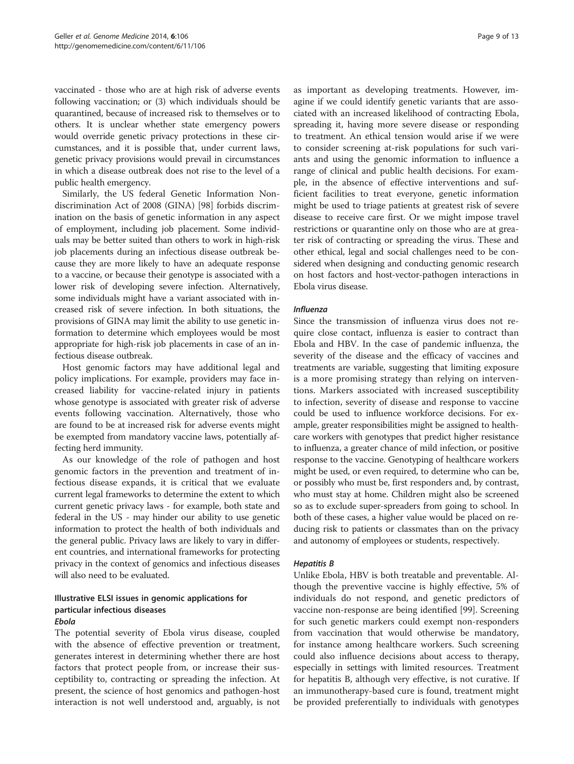vaccinated - those who are at high risk of adverse events following vaccination; or (3) which individuals should be quarantined, because of increased risk to themselves or to others. It is unclear whether state emergency powers would override genetic privacy protections in these circumstances, and it is possible that, under current laws, genetic privacy provisions would prevail in circumstances in which a disease outbreak does not rise to the level of a public health emergency.

Similarly, the US federal Genetic Information Nondiscrimination Act of 2008 (GINA) [98] forbids discrimination on the basis of genetic information in any aspect of employment, including job placement. Some individuals may be better suited than others to work in high-risk job placements during an infectious disease outbreak because they are more likely to have an adequate response to a vaccine, or because their genotype is associated with a lower risk of developing severe infection. Alternatively, some individuals might have a variant associated with increased risk of severe infection. In both situations, the provisions of GINA may limit the ability to use genetic information to determine which employees would be most appropriate for high-risk job placements in case of an infectious disease outbreak.

Host genomic factors may have additional legal and policy implications. For example, providers may face increased liability for vaccine-related injury in patients whose genotype is associated with greater risk of adverse events following vaccination. Alternatively, those who are found to be at increased risk for adverse events might be exempted from mandatory vaccine laws, potentially affecting herd immunity.

As our knowledge of the role of pathogen and host genomic factors in the prevention and treatment of infectious disease expands, it is critical that we evaluate current legal frameworks to determine the extent to which current genetic privacy laws - for example, both state and federal in the US - may hinder our ability to use genetic information to protect the health of both individuals and the general public. Privacy laws are likely to vary in different countries, and international frameworks for protecting privacy in the context of genomics and infectious diseases will also need to be evaluated.

## Illustrative ELSI issues in genomic applications for particular infectious diseases

### *Ebola*

The potential severity of Ebola virus disease, coupled with the absence of effective prevention or treatment, generates interest in determining whether there are host factors that protect people from, or increase their susceptibility to, contracting or spreading the infection. At present, the science of host genomics and pathogen-host interaction is not well understood and, arguably, is not as important as developing treatments. However, imagine if we could identify genetic variants that are associated with an increased likelihood of contracting Ebola, spreading it, having more severe disease or responding to treatment. An ethical tension would arise if we were to consider screening at-risk populations for such variants and using the genomic information to influence a range of clinical and public health decisions. For example, in the absence of effective interventions and sufficient facilities to treat everyone, genetic information might be used to triage patients at greatest risk of severe disease to receive care first. Or we might impose travel restrictions or quarantine only on those who are at greater risk of contracting or spreading the virus. These and other ethical, legal and social challenges need to be considered when designing and conducting genomic research on host factors and host-vector-pathogen interactions in Ebola virus disease.

### *Influenza*

Since the transmission of influenza virus does not require close contact, influenza is easier to contract than Ebola and HBV. In the case of pandemic influenza, the severity of the disease and the efficacy of vaccines and treatments are variable, suggesting that limiting exposure is a more promising strategy than relying on interventions. Markers associated with increased susceptibility to infection, severity of disease and response to vaccine could be used to influence workforce decisions. For example, greater responsibilities might be assigned to healthcare workers with genotypes that predict higher resistance to influenza, a greater chance of mild infection, or positive response to the vaccine. Genotyping of healthcare workers might be used, or even required, to determine who can be, or possibly who must be, first responders and, by contrast, who must stay at home. Children might also be screened so as to exclude super-spreaders from going to school. In both of these cases, a higher value would be placed on reducing risk to patients or classmates than on the privacy and autonomy of employees or students, respectively.

### *Hepatitis B*

Unlike Ebola, HBV is both treatable and preventable. Although the preventive vaccine is highly effective, 5% of individuals do not respond, and genetic predictors of vaccine non-response are being identified [99]. Screening for such genetic markers could exempt non-responders from vaccination that would otherwise be mandatory, for instance among healthcare workers. Such screening could also influence decisions about access to therapy, especially in settings with limited resources. Treatment for hepatitis B, although very effective, is not curative. If an immunotherapy-based cure is found, treatment might be provided preferentially to individuals with genotypes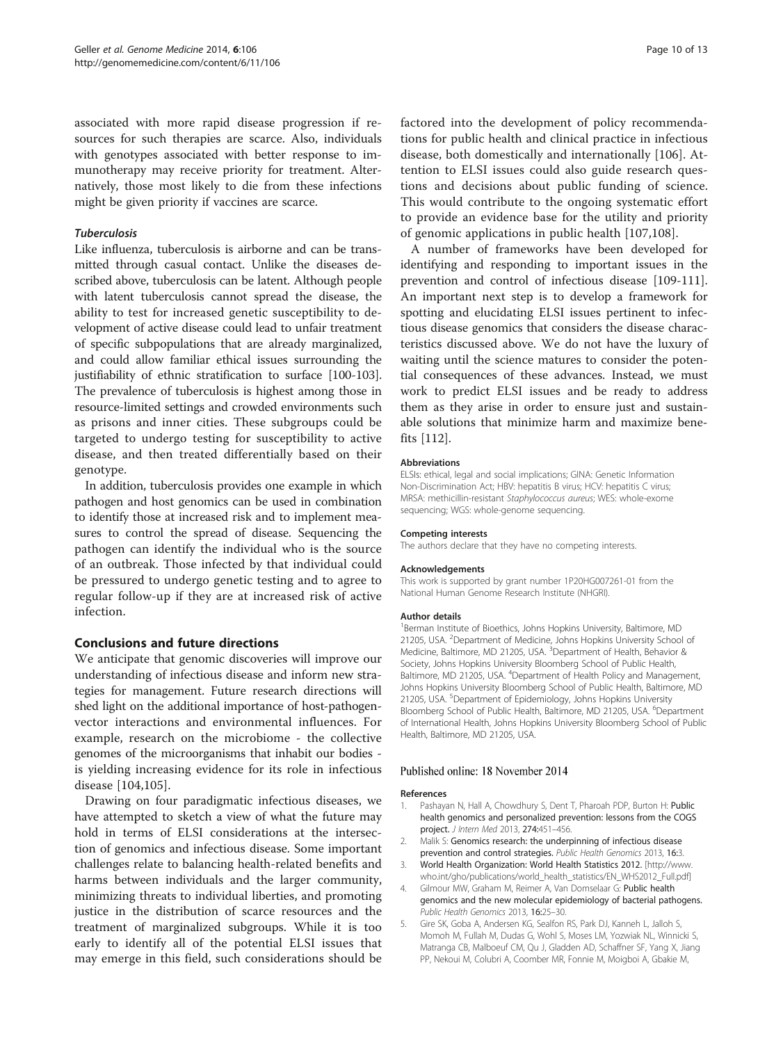associated with more rapid disease progression if resources for such therapies are scarce. Also, individuals with genotypes associated with better response to immunotherapy may receive priority for treatment. Alternatively, those most likely to die from these infections might be given priority if vaccines are scarce.

### *Tuberculosis*

Like influenza, tuberculosis is airborne and can be transmitted through casual contact. Unlike the diseases described above, tuberculosis can be latent. Although people with latent tuberculosis cannot spread the disease, the ability to test for increased genetic susceptibility to development of active disease could lead to unfair treatment of specific subpopulations that are already marginalized, and could allow familiar ethical issues surrounding the justifiability of ethnic stratification to surface [100-103]. The prevalence of tuberculosis is highest among those in resource-limited settings and crowded environments such as prisons and inner cities. These subgroups could be targeted to undergo testing for susceptibility to active disease, and then treated differentially based on their genotype.

In addition, tuberculosis provides one example in which pathogen and host genomics can be used in combination to identify those at increased risk and to implement measures to control the spread of disease. Sequencing the pathogen can identify the individual who is the source of an outbreak. Those infected by that individual could be pressured to undergo genetic testing and to agree to regular follow-up if they are at increased risk of active infection.

## Conclusions and future directions

We anticipate that genomic discoveries will improve our understanding of infectious disease and inform new strategies for management. Future research directions will shed light on the additional importance of host-pathogen-vector interactions and environmental influences. For example, research on the microbiome - the collective genomes of the microorganisms that inhabit our bodies - is yielding increasing evidence for its role in infectious disease [104,105].

Drawing on four paradigmatic infectious diseases, we have attempted to sketch a view of what the future may hold in terms of ELSI considerations at the intersection of genomics and infectious disease. Some important challenges relate to balancing health-related benefits and harms between individuals and the larger community, minimizing threats to individual liberties, and promoting justice in the distribution of scarce resources and the treatment of marginalized subgroups. While it is too early to identify all of the potential ELSI issues that may emerge in this field, such considerations should be factored into the development of policy recommendations for public health and clinical practice in infectious disease, both domestically and internationally [106]. Attention to ELSI issues could also guide research questions and decisions about public funding of science. This would contribute to the ongoing systematic effort to provide an evidence base for the utility and priority of genomic applications in public health [107,108].

A number of frameworks have been developed for identifying and responding to important issues in the prevention and control of infectious disease [109-111]. An important next step is to develop a framework for spotting and elucidating ELSI issues pertinent to infectious disease genomics that considers the disease characteristics discussed above. We do not have the luxury of waiting until the science matures to consider the potential consequences of these advances. Instead, we must work to predict ELSI issues and be ready to address them as they arise in order to ensure just and sustainable solutions that minimize harm and maximize benefits [112].

#### Abbreviations

ELSIs: ethical, legal and social implications; GINA: Genetic Information Non-Discrimination Act; HBV: hepatitis B virus; HCV: hepatitis C virus; MRSA: methicillin-resistant *Staphylococcus aureus*; WES: whole-exome sequencing; WGS: whole-genome sequencing.

#### Competing interests

The authors declare that they have no competing interests.

#### Acknowledgements

This work is supported by grant number 1P20HG007261-01 from the National Human Genome Research Institute (NHGRI).

#### Author details

[1]Berman Institute of Bioethics, Johns Hopkins University, Baltimore, MD 21205, USA. [2]Department of Medicine, Johns Hopkins University School of Medicine, Baltimore, MD 21205, USA. [3]Department of Health, Behavior & Society, Johns Hopkins University Bloomberg School of Public Health, Baltimore, MD 21205, USA. [4]Department of Health Policy and Management, Johns Hopkins University Bloomberg School of Public Health, Baltimore, MD 21205, USA. [5]Department of Epidemiology, Johns Hopkins University Bloomberg School of Public Health, Baltimore, MD 21205, USA. [6]Department of International Health, Johns Hopkins University Bloomberg School of Public Health, Baltimore, MD 21205, USA.

Published online: 18 November 2014

#### References

1. Pashayan N, Hall A, Chowdhury S, Dent T, Pharoah PDP, Burton H: **Public health genomics and personalized prevention: lessons from the COGS project.** *J Intern Med* 2013, **274:**451–456.
2. Malik S: **Genomics research: the underpinning of infectious disease prevention and control strategies.** *Public Health Genomics* 2013, **16:**3.
3. World Health Organization: **World Health Statistics 2012.** [http://www.who.int/gho/publications/world_health_statistics/EN_WHS2012_Full.pdf]
4. Gilmour MW, Graham M, Reimer A, Van Domselaar G: **Public health genomics and the new molecular epidemiology of bacterial pathogens.** *Public Health Genomics* 2013, **16:**25–30.
5. Gire SK, Goba A, Andersen KG, Sealfon RS, Park DJ, Kanneh L, Jalloh S, Momoh M, Fullah M, Dudas G, Wohl S, Moses LM, Yozwiak NL, Winnicki S, Matranga CB, Malboeuf CM, Qu J, Gladden AD, Schaffner SF, Yang X, Jiang PP, Nekoui M, Colubri A, Coomber MR, Fonnie M, Moigboi A, Gbakie M,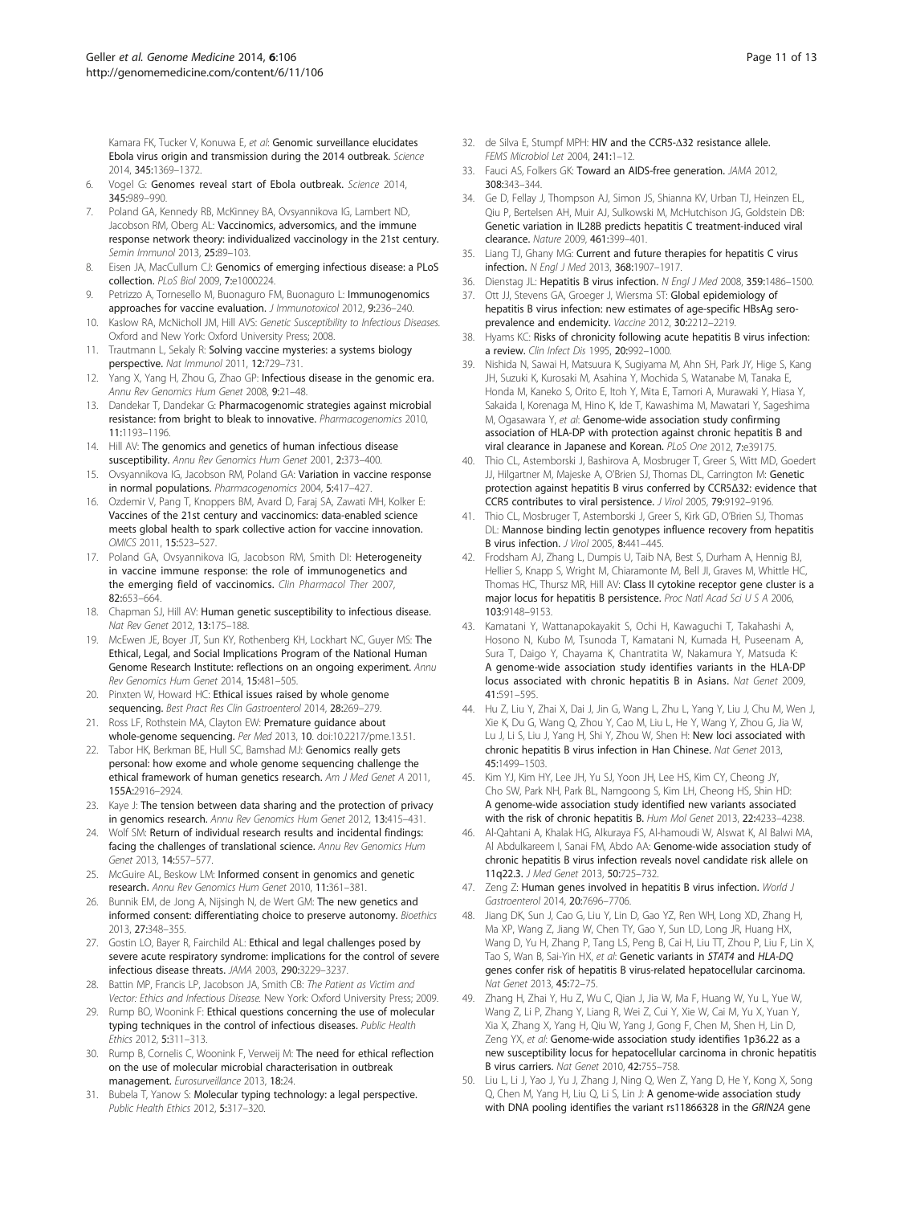Kamara FK, Tucker V, Konuwa E, *et al*: **Genomic surveillance elucidates Ebola virus origin and transmission during the 2014 outbreak.** *Science* 2014, **345:**1369–1372.

6. Vogel G: **Genomes reveal start of Ebola outbreak.** *Science* 2014, **345:**989–990.
7. Poland GA, Kennedy RB, McKinney BA, Ovsyannikova IG, Lambert ND, Jacobson RM, Oberg AL: **Vaccinomics, adversomics, and the immune response network theory: individualized vaccinology in the 21st century.** *Semin Immunol* 2013, **25:**89–103.
8. Eisen JA, MacCullum CJ: **Genomics of emerging infectious disease: a PLoS collection.** *PLoS Biol* 2009, **7:**e1000224.
9. Petrizzo A, Tornesello M, Buonaguro FM, Buonaguro L: **Immunogenomics approaches for vaccine evaluation.** *J Immunotoxicol* 2012, **9:**236–240.
10. Kaslow RA, McNicholl JM, Hill AVS: *Genetic Susceptibility to Infectious Diseases.* Oxford and New York: Oxford University Press; 2008.
11. Trautmann L, Sekaly R: **Solving vaccine mysteries: a systems biology perspective.** *Nat Immunol* 2011, **12:**729–731.
12. Yang X, Yang H, Zhou G, Zhao GP: **Infectious disease in the genomic era.** *Annu Rev Genomics Hum Genet* 2008, **9:**21–48.
13. Dandekar T, Dandekar G: **Pharmacogenomic strategies against microbial resistance: from bright to bleak to innovative.** *Pharmacogenomics* 2010, **11:**1193–1196.
14. Hill AV: **The genomics and genetics of human infectious disease susceptibility.** *Annu Rev Genomics Hum Genet* 2001, **2:**373–400.
15. Ovsyannikova IG, Jacobson RM, Poland GA: **Variation in vaccine response in normal populations.** *Pharmacogenomics* 2004, **5:**417–427.
16. Ozdemir V, Pang T, Knoppers BM, Avard D, Faraj SA, Zawati MH, Kolker E: **Vaccines of the 21st century and vaccinomics: data-enabled science meets global health to spark collective action for vaccine innovation.** *OMICS* 2011, **15:**523–527.
17. Poland GA, Ovsyannikova IG, Jacobson RM, Smith DI: **Heterogeneity in vaccine immune response: the role of immunogenetics and the emerging field of vaccinomics.** *Clin Pharmacol Ther* 2007, **82:**653–664.
18. Chapman SJ, Hill AV: **Human genetic susceptibility to infectious disease.** *Nat Rev Genet* 2012, **13:**175–188.
19. McEwen JE, Boyer JT, Sun KY, Rothenberg KH, Lockhart NC, Guyer MS: **The Ethical, Legal, and Social Implications Program of the National Human Genome Research Institute: reflections on an ongoing experiment.** *Annu Rev Genomics Hum Genet* 2014, **15:**481–505.
20. Pinxten W, Howard HC: **Ethical issues raised by whole genome sequencing.** *Best Pract Res Clin Gastroenterol* 2014, **28:**269–279.
21. Ross LF, Rothstein MA, Clayton EW: **Premature guidance about whole-genome sequencing.** *Per Med* 2013, **10**. doi:10.2217/pme.13.51.
22. Tabor HK, Berkman BE, Hull SC, Bamshad MJ: **Genomics really gets personal: how exome and whole genome sequencing challenge the ethical framework of human genetics research.** *Am J Med Genet A* 2011, **155A:**2916–2924.
23. Kaye J: **The tension between data sharing and the protection of privacy in genomics research.** *Annu Rev Genomics Hum Genet* 2012, **13:**415–431.
24. Wolf SM: **Return of individual research results and incidental findings: facing the challenges of translational science.** *Annu Rev Genomics Hum Genet* 2013, **14:**557–577.
25. McGuire AL, Beskow LM: **Informed consent in genomics and genetic research.** *Annu Rev Genomics Hum Genet* 2010, **11:**361–381.
26. Bunnik EM, de Jong A, Nijsingh N, de Wert GM: **The new genetics and informed consent: differentiating choice to preserve autonomy.** *Bioethics* 2013, **27:**348–355.
27. Gostin LO, Bayer R, Fairchild AL: **Ethical and legal challenges posed by severe acute respiratory syndrome: implications for the control of severe infectious disease threats.** *JAMA* 2003, **290:**3229–3237.
28. Battin MP, Francis LP, Jacobson JA, Smith CB: *The Patient as Victim and Vector: Ethics and Infectious Disease.* New York: Oxford University Press; 2009.
29. Rump BO, Woonink F: **Ethical questions concerning the use of molecular typing techniques in the control of infectious diseases.** *Public Health Ethics* 2012, **5:**311–313.
30. Rump B, Cornelis C, Woonink F, Verweij M: **The need for ethical reflection on the use of molecular microbial characterisation in outbreak management.** *Eurosurveillance* 2013, **18:**24.
31. Bubela T, Yanow S: **Molecular typing technology: a legal perspective.** *Public Health Ethics* 2012, **5:**317–320.
32. de Silva E, Stumpf MPH: **HIV and the CCR5-Δ32 resistance allele.** *FEMS Microbiol Lett* 2004, **241:**1–12.
33. Fauci AS, Folkers GK: **Toward an AIDS-free generation.** *JAMA* 2012, **308:**343–344.
34. Ge D, Fellay J, Thompson AJ, Simon JS, Shianna KV, Urban TJ, Heinzen EL, Qiu P, Bertelsen AH, Muir AJ, Sulkowski M, McHutchison JG, Goldstein DB: **Genetic variation in IL28B predicts hepatitis C treatment-induced viral clearance.** *Nature* 2009, **461:**399–401.
35. Liang TJ, Ghany MG: **Current and future therapies for hepatitis C virus infection.** *N Engl J Med* 2013, **368:**1907–1917.
36. Dienstag JL: **Hepatitis B virus infection.** *N Engl J Med* 2008, **359:**1486–1500.
37. Ott JJ, Stevens GA, Groeger J, Wiersma ST: **Global epidemiology of hepatitis B virus infection: new estimates of age-specific HBsAg seroprevalence and endemicity.** *Vaccine* 2012, **30:**2212–2219.
38. Hyams KC: **Risks of chronicity following acute hepatitis B virus infection: a review.** *Clin Infect Dis* 1995, **20:**992–1000.
39. Nishida N, Sawai H, Matsuura K, Sugiyama M, Ahn SH, Park JY, Hige S, Kang JH, Suzuki K, Kurosaki M, Asahina Y, Mochida S, Watanabe M, Tanaka E, Honda M, Kaneko S, Orito E, Itoh Y, Mita E, Tamori A, Murawaki Y, Hiasa Y, Sakaida I, Korenaga M, Hino K, Ide T, Kawashima M, Mawatari Y, Sageshima M, Ogasawara Y, *et al*: **Genome-wide association study confirming association of HLA-DP with protection against chronic hepatitis B and viral clearance in Japanese and Korean.** *PLoS One* 2012, **7:**e39175.
40. Thio CL, Astemborski J, Bashirova A, Mosbruger T, Greer S, Witt MD, Goedert JJ, Hilgartner M, Majeske A, O'Brien SJ, Thomas DL, Carrington M: **Genetic protection against hepatitis B virus conferred by CCR5Δ32: evidence that CCR5 contributes to viral persistence.** *J Virol* 2005, **79:**9192–9196.
41. Thio CL, Mosbruger T, Astemborski J, Greer S, Kirk GD, O'Brien SJ, Thomas DL: **Mannose binding lectin genotypes influence recovery from hepatitis B virus infection.** *J Virol* 2005, **8:**441–445.
42. Frodsham AJ, Zhang L, Dumpis U, Taib NA, Best S, Durham A, Hennig BJ, Hellier S, Knapp S, Wright M, Chiaramonte M, Bell JI, Graves M, Whittle HC, Thomas HC, Thursz MR, Hill AV: **Class II cytokine receptor gene cluster is a major locus for hepatitis B persistence.** *Proc Natl Acad Sci U S A* 2006, **103:**9148–9153.
43. Kamatani Y, Wattanapokayakit S, Ochi H, Kawaguchi T, Takahashi A, Hosono N, Kubo M, Tsunoda T, Kamatani N, Kumada H, Puseenam A, Sura T, Daigo Y, Chayama K, Chantratita W, Nakamura Y, Matsuda K: **A genome-wide association study identifies variants in the HLA-DP locus associated with chronic hepatitis B in Asians.** *Nat Genet* 2009, **41:**591–595.
44. Hu Z, Liu Y, Zhai X, Dai J, Jin G, Wang L, Zhu L, Yang Y, Liu J, Chu M, Wen J, Xie K, Du G, Wang Q, Zhou Y, Cao M, Liu L, He Y, Wang Y, Zhou G, Jia W, Lu J, Li S, Liu J, Yang H, Shi Y, Zhou W, Shen H: **New loci associated with chronic hepatitis B virus infection in Han Chinese.** *Nat Genet* 2013, **45:**1499–1503.
45. Kim YJ, Kim HY, Lee JH, Yu SJ, Yoon JH, Lee HS, Kim CY, Cheong JY, Cho SW, Park NH, Park BL, Namgoong S, Kim LH, Cheong HS, Shin HD: **A genome-wide association study identified new variants associated with the risk of chronic hepatitis B.** *Hum Mol Genet* 2013, **22:**4233–4238.
46. Al-Qahtani A, Khalak HG, Alkuraya FS, Al-hamoudi W, Alswat K, Al Balwi MA, Al Abdulkareem I, Sanai FM, Abdo AA: **Genome-wide association study of chronic hepatitis B virus infection reveals novel candidate risk allele on 11q22.3.** *J Med Genet* 2013, **50:**725–732.
47. Zeng Z: **Human genes involved in hepatitis B virus infection.** *World J Gastroenterol* 2014, **20:**7696–7706.
48. Jiang DK, Sun J, Cao G, Liu Y, Lin D, Gao YZ, Ren WH, Long XD, Zhang H, Ma XP, Wang Z, Jiang W, Chen TY, Gao Y, Sun LD, Long JR, Huang HX, Wang D, Yu H, Zhang P, Tang LS, Peng B, Cai H, Liu TT, Zhou P, Liu F, Lin X, Tao S, Wan B, Sai-Yin HX, *et al*: **Genetic variants in *STAT4* and *HLA-DQ* genes confer risk of hepatitis B virus-related hepatocellular carcinoma.** *Nat Genet* 2013, **45:**72–75.
49. Zhang H, Zhai Y, Hu Z, Wu C, Qian J, Jia W, Ma F, Huang W, Yu L, Yue W, Wang Z, Li P, Zhang Y, Liang R, Wei Z, Cui Y, Xie W, Cai M, Yu X, Yuan Y, Xia X, Zhang X, Yang H, Qiu W, Yang J, Gong F, Chen M, Shen H, Lin D, Zeng YX, *et al*: **Genome-wide association study identifies 1p36.22 as a new susceptibility locus for hepatocellular carcinoma in chronic hepatitis B virus carriers.** *Nat Genet* 2010, **42:**755–758.
50. Liu L, Li J, Yao J, Yu J, Zhang J, Ning Q, Wen Z, Yang D, He Y, Kong X, Song Q, Chen M, Yang H, Liu Q, Li S, Lin J: **A genome-wide association study with DNA pooling identifies the variant rs11866328 in the *GRIN2A* gene**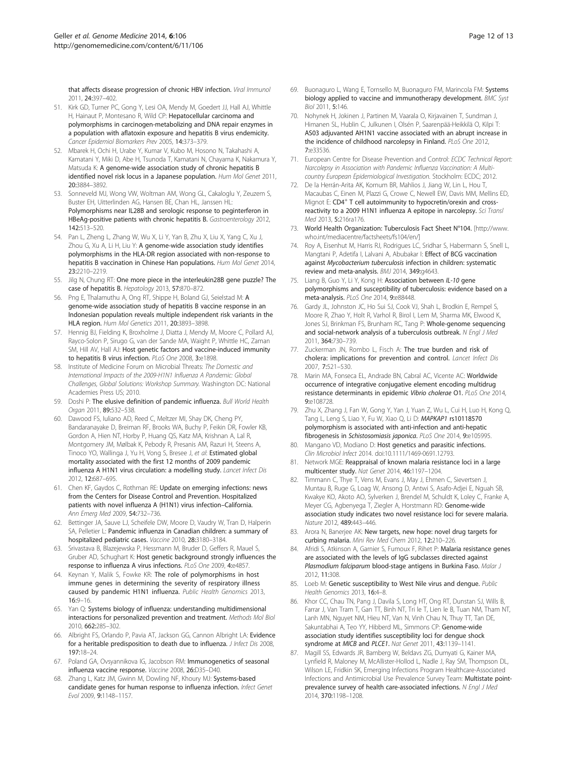that affects disease progression of chronic HBV infection. *Viral Immunol* 2011, **24:**397–402.

51. Kirk GD, Turner PC, Gong Y, Lesi OA, Mendy M, Goedert JJ, Hall AJ, Whittle H, Hainaut P, Montesano R, Wild CP: **Hepatocellular carcinoma and polymorphisms in carcinogen-metabolizing and DNA repair enzymes in a population with aflatoxin exposure and hepatitis B virus endemicity.** *Cancer Epidemiol Biomarkers Prev* 2005, **14:**373–379.
52. Mbarek H, Ochi H, Urabe Y, Kumar V, Kubo M, Hosono N, Takahashi A, Kamatani Y, Miki D, Abe H, Tsunoda T, Kamatani N, Chayama K, Nakamura Y, Matsuda K: **A genome-wide association study of chronic hepatitis B identified novel risk locus in a Japanese population.** *Hum Mol Genet* 2011, **20:**3884–3892.
53. Sonneveld MJ, Wong VW, Woltman AM, Wong GL, Cakaloglu Y, Zeuzem S, Buster EH, Uitterlinden AG, Hansen BE, Chan HL, Janssen HL: **Polymorphisms near IL28B and serologic response to peginterferon in HBeAg-positive patients with chronic hepatitis B.** *Gastroenterology* 2012, **142:**513–520.
54. Pan L, Zheng L, Zhang W, Wu X, Li Y, Yan B, Zhu X, Liu X, Yang C, Xu J, Zhou G, Xu A, Li H, Liu Y: **A genome-wide association study identifies polymorphisms in the HLA-DR region associated with non-response to hepatitis B vaccination in Chinese Han populations.** *Hum Mol Genet* 2014, **23:**2210–2219.
55. Jilg N, Chung RT: **One more piece in the interleukin28B gene puzzle? The case of hepatitis B.** *Hepatology* 2013, **57:**870–872.
56. Png E, Thalamuthu A, Ong RT, Shippe H, Boland GJ, Seielstad M: **A genome-wide association study of hepatitis B vaccine response in an Indonesian population reveals multiple independent risk variants in the HLA region.** *Hum Mol Genetics* 2011, **20:**3893–3898.
57. Hennig BJ, Fielding K, Broxholme J, Diatta J, Mendy M, Moore C, Pollard AJ, Rayco-Solon P, Sirugo G, van der Sande MA, Waight P, Whittle HC, Zaman SM, Hill AV, Hall AJ: **Host genetic factors and vaccine-induced immunity to hepatitis B virus infection.** *PLoS One* 2008, **3:**e1898.
58. Institute of Medicine Forum on Microbial Threats: *The Domestic and International Impacts of the 2009-H1N1 Influenza A Pandemic: Global Challenges, Global Solutions: Workshop Summary.* Washington DC: National Academies Press US; 2010.
59. Doshi P: **The elusive definition of pandemic influenza.** *Bull World Health Organ* 2011, **89:**532–538.
60. Dawood FS, Iuliano AD, Reed C, Meltzer MI, Shay DK, Cheng PY, Bandaranayake D, Breiman RF, Brooks WA, Buchy P, Feikin DR, Fowler KB, Gordon A, Hien NT, Horby P, Huang QS, Katz MA, Krishnan A, Lal R, Montgomery JM, Mølbak K, Pebody R, Presanis AM, Razuri H, Steens A, Tinoco YO, Wallinga J, Yu H, Vong S, Bresee J, *et al*: **Estimated global mortality associated with the first 12 months of 2009 pandemic influenza A H1N1 virus circulation: a modelling study.** *Lancet Infect Dis* 2012, **12:**687–695.
61. Chen KF, Gaydos C, Rothman RE: **Update on emerging infections: news from the Centers for Disease Control and Prevention. Hospitalized patients with novel influenza A (H1N1) virus infection–California.** *Ann Emerg Med* 2009, **54:**732–736.
62. Bettinger JA, Sauve LJ, Scheifele DW, Moore D, Vaudry W, Tran D, Halperin SA, Pelletier L: **Pandemic influenza in Canadian children: a summary of hospitalized pediatric cases.** *Vaccine* 2010, **28:**3180–3184.
63. Srivastava B, Blazejewska P, Hessmann M, Bruder D, Geffers R, Mauel S, Gruber AD, Schughart K: **Host genetic background strongly influences the response to influenza A virus infections.** *PLoS One* 2009, **4:**e4857.
64. Keynan Y, Malik S, Fowke KR: **The role of polymorphisms in host immune genes in determining the severity of respiratory illness caused by pandemic H1N1 influenza.** *Public Health Genomics* 2013, **16:**9–16.
65. Yan Q: **Systems biology of influenza: understanding multidimensional interactions for personalized prevention and treatment.** *Methods Mol Biol* 2010, **662:**285–302.
66. Albright FS, Orlando P, Pavia AT, Jackson GG, Cannon Albright LA: **Evidence for a heritable predisposition to death due to influenza.** *J Infect Dis* 2008, **197:**18–24.
67. Poland GA, Ovsyannikova IG, Jacobson RM: **Immunogenetics of seasonal influenza vaccine response.** *Vaccine* 2008, **26:**D35–D40.
68. Zhang L, Katz JM, Gwinn M, Dowling NF, Khoury MJ: **Systems-based candidate genes for human response to influenza infection.** *Infect Genet Evol* 2009, **9:**1148–1157.
69. Buonaguro L, Wang E, Tornesello M, Buonaguro FM, Marincola FM: **Systems biology applied to vaccine and immunotherapy development.** *BMC Syst Biol* 2011, **5:**146.
70. Nohynek H, Jokinen J, Partinen M, Vaarala O, Kirjavainen T, Sundman J, Himanen SL, Hublin C, Julkunen I, Olsén P, Saarenpää-Heikkilä O, Kilpi T: **AS03 adjuvanted AH1N1 vaccine associated with an abrupt increase in the incidence of childhood narcolepsy in Finland.** *PLoS One* 2012, **7:**e33536.
71. European Centre for Disease Prevention and Control: *ECDC Technical Report: Narcolepsy in Association with Pandemic Influenza Vaccination: A Multi-country European Epidemiological Investigation.* Stockholm: ECDC; 2012.
72. De la Herrán-Arita AK, Kornum BR, Mahlios J, Jiang W, Lin L, Hou T, Macaubas C, Einen M, Plazzi G, Crowe C, Newell EW, Davis MM, Mellins ED, Mignot E: **CD4$^{+}$ T cell autoimmunity to hypocretin/orexin and cross-reactivity to a 2009 H1N1 influenza A epitope in narcolepsy.** *Sci Transl Med* 2013, **5:**216ra176.
73. World Health Organization: **Tuberculosis Fact Sheet N°104.** [http://www.who.int/mediacentre/factsheets/fs104/en/]
74. Roy A, Eisenhut M, Harris RJ, Rodrigues LC, Sridhar S, Habermann S, Snell L, Mangtani P, Adetifa I, Lalvani A, Abubakar I: **Effect of BCG vaccination against *Mycobacterium tuberculosis* infection in children: systematic review and meta-analysis.** *BMJ* 2014, **349:**g4643.
75. Liang B, Guo Y, Li Y, Kong H: **Association between *IL-10* gene polymorphisms and susceptibility of tuberculosis: evidence based on a meta-analysis.** *PLoS One* 2014, **9:**e88448.
76. Gardy JL, Johnston JC, Ho Sui SJ, Cook VJ, Shah L, Brodkin E, Rempel S, Moore R, Zhao Y, Holt R, Varhol R, Birol I, Lem M, Sharma MK, Elwood K, Jones SJ, Brinkman FS, Brunham RC, Tang P: **Whole-genome sequencing and social-network analysis of a tuberculosis outbreak.** *N Engl J Med* 2011, **364:**730–739.
77. Zuckerman JN, Rombo L, Fisch A: **The true burden and risk of cholera: implications for prevention and control.** *Lancet Infect Dis* 2007, **7:**521–530.
78. Marin MA, Fonseca EL, Andrade BN, Cabral AC, Vicente AC: **Worldwide occurrence of integrative conjugative element encoding multidrug resistance determinants in epidemic *Vibrio cholerae* O1.** *PLoS One* 2014, **9:**e108728.
79. Zhu X, Zhang J, Fan W, Gong Y, Yan J, Yuan Z, Wu L, Cui H, Luo H, Kong Q, Tang L, Leng S, Liao Y, Fu W, Xiao Q, Li D: ***MAPKAP1* rs10118570 polymorphism is associated with anti-infection and anti-hepatic fibrogenesis in *Schistosomiasis japonica*.** *PLoS One* 2014, **9:**e105995.
80. Mangano VD, Modiano D: **Host genetics and parasitic infections.** *Clin Microbiol Infect* 2014. doi:10.1111/1469-0691.12793.
81. Network MGE: **Reappraisal of known malaria resistance loci in a large multicenter study.** *Nat Genet* 2014, **46:**1197–1204.
82. Timmann C, Thye T, Vens M, Evans J, May J, Ehmen C, Sievertsen J, Muntau B, Ruge G, Loag W, Ansong D, Antwi S, Asafo-Adjei E, Nguah SB, Kwakye KO, Akoto AO, Sylverken J, Brendel M, Schuldt K, Loley C, Franke A, Meyer CG, Agbenyega T, Ziegler A, Horstmann RD: **Genome-wide association study indicates two novel resistance loci for severe malaria.** *Nature* 2012, **489:**443–446.
83. Arora N, Banerjee AK: **New targets, new hope: novel drug targets for curbing malaria.** *Mini Rev Med Chem* 2012, **12:**210–226.
84. Afridi S, Atkinson A, Garnier S, Fumoux F, Rihet P: **Malaria resistance genes are associated with the levels of IgG subclasses directed against *Plasmodium falciparum* blood-stage antigens in Burkina Faso.** *Malar J* 2012, **11:**308.
85. Loeb M: **Genetic susceptibility to West Nile virus and dengue.** *Public Health Genomics* 2013, **16:**4–8.
86. Khor CC, Chau TN, Pang J, Davila S, Long HT, Ong RT, Dunstan SJ, Wills B, Farrar J, Van Tram T, Gan TT, Binh NT, Tri le T, Lien le B, Tuan NM, Tham NT, Lanh MN, Nguyet NM, Hieu NT, Van N, Vinh Chau N, Thuy TT, Tan DE, Sakuntabhai A, Teo YY, Hibberd ML, Simmons CP: **Genome-wide association study identifies susceptibility loci for dengue shock syndrome at *MICB* and *PLCE1*.** *Nat Genet* 2011, **43:**1139–1141.
87. Magill SS, Edwards JR, Bamberg W, Beldavs ZG, Dumyati G, Kainer MA, Lynfield R, Maloney M, McAllister-Hollod L, Nadle J, Ray SM, Thompson DL, Wilson LE, Fridkin SK, Emerging Infections Program Healthcare-Associated Infections and Antimicrobial Use Prevalence Survey Team: **Multistate point-prevalence survey of health care-associated infections.** *N Engl J Med* 2014, **370:**1198–1208.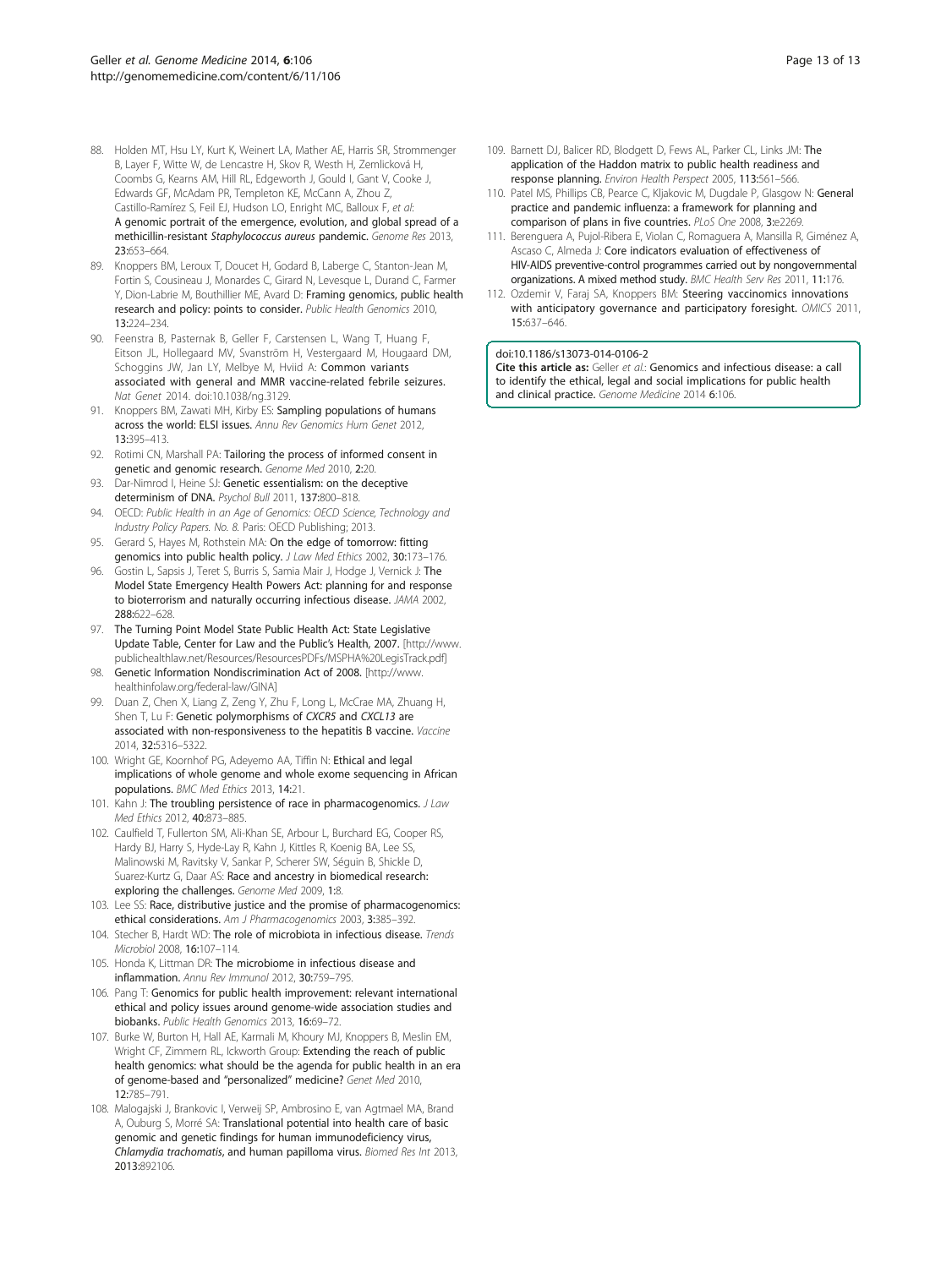88. Holden MT, Hsu LY, Kurt K, Weinert LA, Mather AE, Harris SR, Strommenger B, Layer F, Witte W, de Lencastre H, Skov R, Westh H, Zemlicková H, Coombs G, Kearns AM, Hill RL, Edgeworth J, Gould I, Gant V, Cooke J, Edwards GF, McAdam PR, Templeton KE, McCann A, Zhou Z, Castillo-Ramírez S, Feil EJ, Hudson LO, Enright MC, Balloux F, *et al*: **A genomic portrait of the emergence, evolution, and global spread of a methicillin-resistant *Staphylococcus aureus* pandemic.** *Genome Res* 2013, **23:**653–664.
89. Knoppers BM, Leroux T, Doucet H, Godard B, Laberge C, Stanton-Jean M, Fortin S, Cousineau J, Monardes C, Girard N, Levesque L, Durand C, Farmer Y, Dion-Labrie M, Bouthillier ME, Avard D: **Framing genomics, public health research and policy: points to consider.** *Public Health Genomics* 2010, **13:**224–234.
90. Feenstra B, Pasternak B, Geller F, Carstensen L, Wang T, Huang F, Eitson JL, Hollegaard MV, Svanström H, Vestergaard M, Hougaard DM, Schoggins JW, Jan LY, Melbye M, Hviid A: **Common variants associated with general and MMR vaccine-related febrile seizures.** *Nat Genet* 2014. doi:10.1038/ng.3129.
91. Knoppers BM, Zawati MH, Kirby ES: **Sampling populations of humans across the world: ELSI issues.** *Annu Rev Genomics Hum Genet* 2012, **13:**395–413.
92. Rotimi CN, Marshall PA: **Tailoring the process of informed consent in genetic and genomic research.** *Genome Med* 2010, **2:**20.
93. Dar-Nimrod I, Heine SJ: **Genetic essentialism: on the deceptive determinism of DNA.** *Psychol Bull* 2011, **137:**800–818.
94. OECD: *Public Health in an Age of Genomics: OECD Science, Technology and Industry Policy Papers. No. 8.* Paris: OECD Publishing; 2013.
95. Gerard S, Hayes M, Rothstein MA: **On the edge of tomorrow: fitting genomics into public health policy.** *J Law Med Ethics* 2002, **30:**173–176.
96. Gostin L, Sapsis J, Teret S, Burris S, Samia Mair J, Hodge J, Vernick J: **The Model State Emergency Health Powers Act: planning for and response to bioterrorism and naturally occurring infectious disease.** *JAMA* 2002, **288:**622–628.
97. **The Turning Point Model State Public Health Act: State Legislative Update Table, Center for Law and the Public's Health, 2007.** [http://www.publichealthlaw.net/Resources/ResourcesPDFs/MSPHA%20LegisTrack.pdf]
98. **Genetic Information Nondiscrimination Act of 2008.** [http://www.healthinfolaw.org/federal-law/GINA]
99. Duan Z, Chen X, Liang Z, Zeng Y, Zhu F, Long L, McCrae MA, Zhuang H, Shen T, Lu F: **Genetic polymorphisms of *CXCR5* and *CXCL13* are associated with non-responsiveness to the hepatitis B vaccine.** *Vaccine* 2014, **32:**5316–5322.
100. Wright GE, Koornhof PG, Adeyemo AA, Tiffin N: **Ethical and legal implications of whole genome and whole exome sequencing in African populations.** *BMC Med Ethics* 2013, **14:**21.
101. Kahn J: **The troubling persistence of race in pharmacogenomics.** *J Law Med Ethics* 2012, **40:**873–885.
102. Caulfield T, Fullerton SM, Ali-Khan SE, Arbour L, Burchard EG, Cooper RS, Hardy BJ, Harry S, Hyde-Lay R, Kahn J, Kittles R, Koenig BA, Lee SS, Malinowski M, Ravitsky V, Sankar P, Scherer SW, Séguin B, Shickle D, Suarez-Kurtz G, Daar AS: **Race and ancestry in biomedical research: exploring the challenges.** *Genome Med* 2009, **1:**8.
103. Lee SS: **Race, distributive justice and the promise of pharmacogenomics: ethical considerations.** *Am J Pharmacogenomics* 2003, **3:**385–392.
104. Stecher B, Hardt WD: **The role of microbiota in infectious disease.** *Trends Microbiol* 2008, **16:**107–114.
105. Honda K, Littman DR: **The microbiome in infectious disease and inflammation.** *Annu Rev Immunol* 2012, **30:**759–795.
106. Pang T: **Genomics for public health improvement: relevant international ethical and policy issues around genome-wide association studies and biobanks.** *Public Health Genomics* 2013, **16:**69–72.
107. Burke W, Burton H, Hall AE, Karmali M, Khoury MJ, Knoppers B, Meslin EM, Wright CF, Zimmern RL, Ickworth Group: **Extending the reach of public health genomics: what should be the agenda for public health in an era of genome-based and "personalized" medicine?** *Genet Med* 2010, **12:**785–791.
108. Malogajski J, Brankovic I, Verweij SP, Ambrosino E, van Agtmael MA, Brand A, Ouburg S, Morré SA: **Translational potential into health care of basic genomic and genetic findings for human immunodeficiency virus, *Chlamydia trachomatis*, and human papilloma virus.** *Biomed Res Int* 2013, **2013:**892106.
109. Barnett DJ, Balicer RD, Blodgett D, Fews AL, Parker CL, Links JM: **The application of the Haddon matrix to public health readiness and response planning.** *Environ Health Perspect* 2005, **113:**561–566.
110. Patel MS, Phillips CB, Pearce C, Kljakovic M, Dugdale P, Glasgow N: **General practice and pandemic influenza: a framework for planning and comparison of plans in five countries.** *PLoS One* 2008, **3:**e2269.
111. Berenguera A, Pujol-Ribera E, Violan C, Romaguera A, Mansilla R, Giménez A, Ascaso C, Almeda J: **Core indicators evaluation of effectiveness of HIV-AIDS preventive-control programmes carried out by nongovernmental organizations. A mixed method study.** *BMC Health Serv Res* 2011, **11:**176.
112. Ozdemir V, Faraj SA, Knoppers BM: **Steering vaccinomics innovations with anticipatory governance and participatory foresight.** *OMICS* 2011, **15:**637–646.

doi:10.1186/s13073-014-0106-2

**Cite this article as:** Geller *et al.*: Genomics and infectious disease: a call to identify the ethical, legal and social implications for public health and clinical practice. *Genome Medicine* 2014 **6**:106.